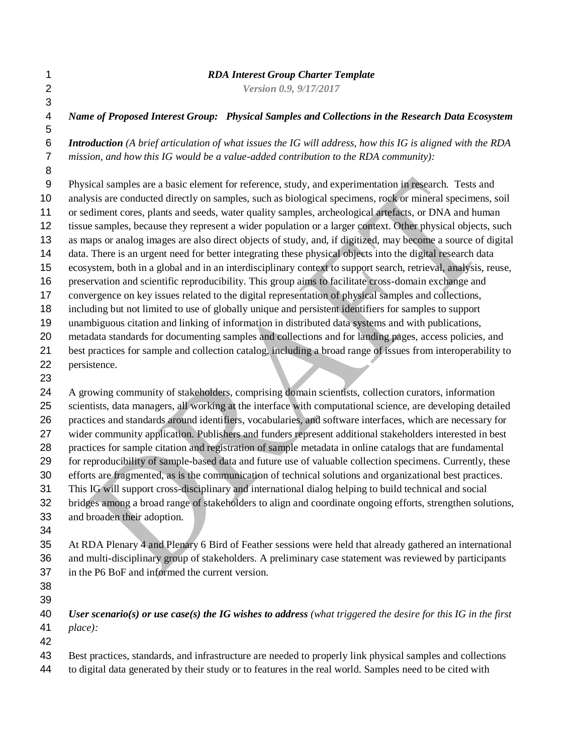***RDA Interest Group Charter Template***

***Version 0.9, 9/17/2017***

***Name of Proposed Interest Group: Physical Samples and Collections in the Research Data Ecosystem***

***Introduction*** *(A brief articulation of what issues the IG will address, how this IG is aligned with the RDA mission, and how this IG would be a value-added contribution to the RDA community):*

Physical samples are a basic element for reference, study, and experimentation in research. Tests and analysis are conducted directly on samples, such as biological specimens, rock or mineral specimens, soil or sediment cores, plants and seeds, water quality samples, archeological artefacts, or DNA and human tissue samples, because they represent a wider population or a larger context. Other physical objects, such as maps or analog images are also direct objects of study, and, if digitized, may become a source of digital data. There is an urgent need for better integrating these physical objects into the digital research data ecosystem, both in a global and in an interdisciplinary context to support search, retrieval, analysis, reuse, preservation and scientific reproducibility. This group aims to facilitate cross-domain exchange and convergence on key issues related to the digital representation of physical samples and collections, including but not limited to use of globally unique and persistent identifiers for samples to support unambiguous citation and linking of information in distributed data systems and with publications, metadata standards for documenting samples and collections and for landing pages, access policies, and best practices for sample and collection catalog, including a broad range of issues from interoperability to persistence.

A growing community of stakeholders, comprising domain scientists, collection curators, information scientists, data managers, all working at the interface with computational science, are developing detailed practices and standards around identifiers, vocabularies, and software interfaces, which are necessary for wider community application. Publishers and funders represent additional stakeholders interested in best practices for sample citation and registration of sample metadata in online catalogs that are fundamental for reproducibility of sample-based data and future use of valuable collection specimens. Currently, these efforts are fragmented, as is the communication of technical solutions and organizational best practices. This IG will support cross-disciplinary and international dialog helping to build technical and social bridges among a broad range of stakeholders to align and coordinate ongoing efforts, strengthen solutions, and broaden their adoption.

At RDA Plenary 4 and Plenary 6 Bird of Feather sessions were held that already gathered an international and multi-disciplinary group of stakeholders. A preliminary case statement was reviewed by participants in the P6 BoF and informed the current version.

***User scenario(s) or use case(s) the IG wishes to address*** *(what triggered the desire for this IG in the first place):*

Best practices, standards, and infrastructure are needed to properly link physical samples and collections to digital data generated by their study or to features in the real world. Samples need to be cited with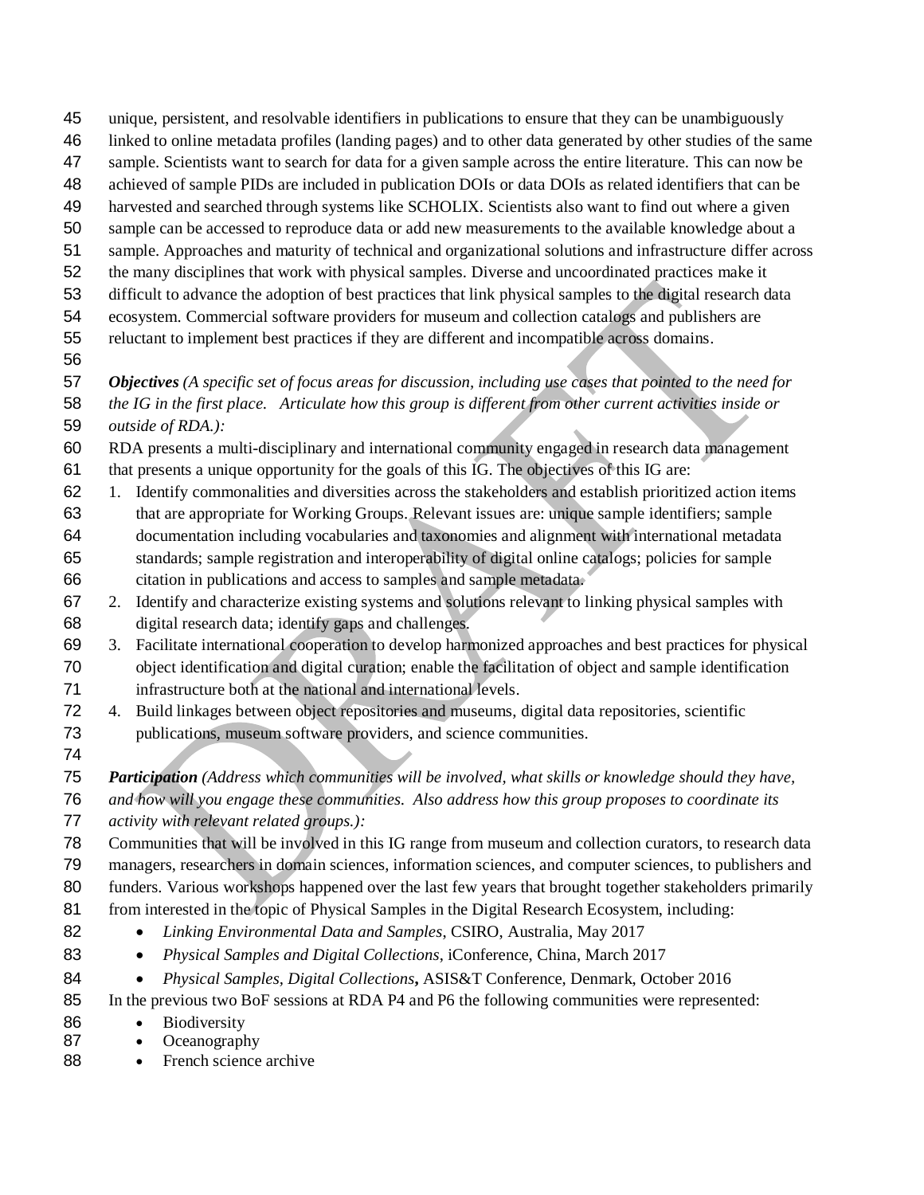unique, persistent, and resolvable identifiers in publications to ensure that they can be unambiguously linked to online metadata profiles (landing pages) and to other data generated by other studies of the same sample. Scientists want to search for data for a given sample across the entire literature. This can now be achieved of sample PIDs are included in publication DOIs or data DOIs as related identifiers that can be harvested and searched through systems like SCHOLIX. Scientists also want to find out where a given sample can be accessed to reproduce data or add new measurements to the available knowledge about a sample. Approaches and maturity of technical and organizational solutions and infrastructure differ across the many disciplines that work with physical samples. Diverse and uncoordinated practices make it difficult to advance the adoption of best practices that link physical samples to the digital research data ecosystem. Commercial software providers for museum and collection catalogs and publishers are reluctant to implement best practices if they are different and incompatible across domains.

***Objectives*** *(A specific set of focus areas for discussion, including use cases that pointed to the need for the IG in the first place. Articulate how this group is different from other current activities inside or outside of RDA.):*

RDA presents a multi-disciplinary and international community engaged in research data management that presents a unique opportunity for the goals of this IG. The objectives of this IG are:

1. Identify commonalities and diversities across the stakeholders and establish prioritized action items that are appropriate for Working Groups. Relevant issues are: unique sample identifiers; sample documentation including vocabularies and taxonomies and alignment with international metadata standards; sample registration and interoperability of digital online catalogs; policies for sample citation in publications and access to samples and sample metadata.
2. Identify and characterize existing systems and solutions relevant to linking physical samples with digital research data; identify gaps and challenges.
3. Facilitate international cooperation to develop harmonized approaches and best practices for physical object identification and digital curation; enable the facilitation of object and sample identification infrastructure both at the national and international levels.
4. Build linkages between object repositories and museums, digital data repositories, scientific publications, museum software providers, and science communities.

***Participation*** *(Address which communities will be involved, what skills or knowledge should they have, and how will you engage these communities. Also address how this group proposes to coordinate its activity with relevant related groups.):*

Communities that will be involved in this IG range from museum and collection curators, to research data managers, researchers in domain sciences, information sciences, and computer sciences, to publishers and funders. Various workshops happened over the last few years that brought together stakeholders primarily from interested in the topic of Physical Samples in the Digital Research Ecosystem, including:

- *Linking Environmental Data and Samples*, CSIRO, Australia, May 2017
- *Physical Samples and Digital Collections*, iConference, China, March 2017
- *Physical Samples, Digital Collections*, ASIS&T Conference, Denmark, October 2016

In the previous two BoF sessions at RDA P4 and P6 the following communities were represented:

- Biodiversity
- Oceanography
- French science archive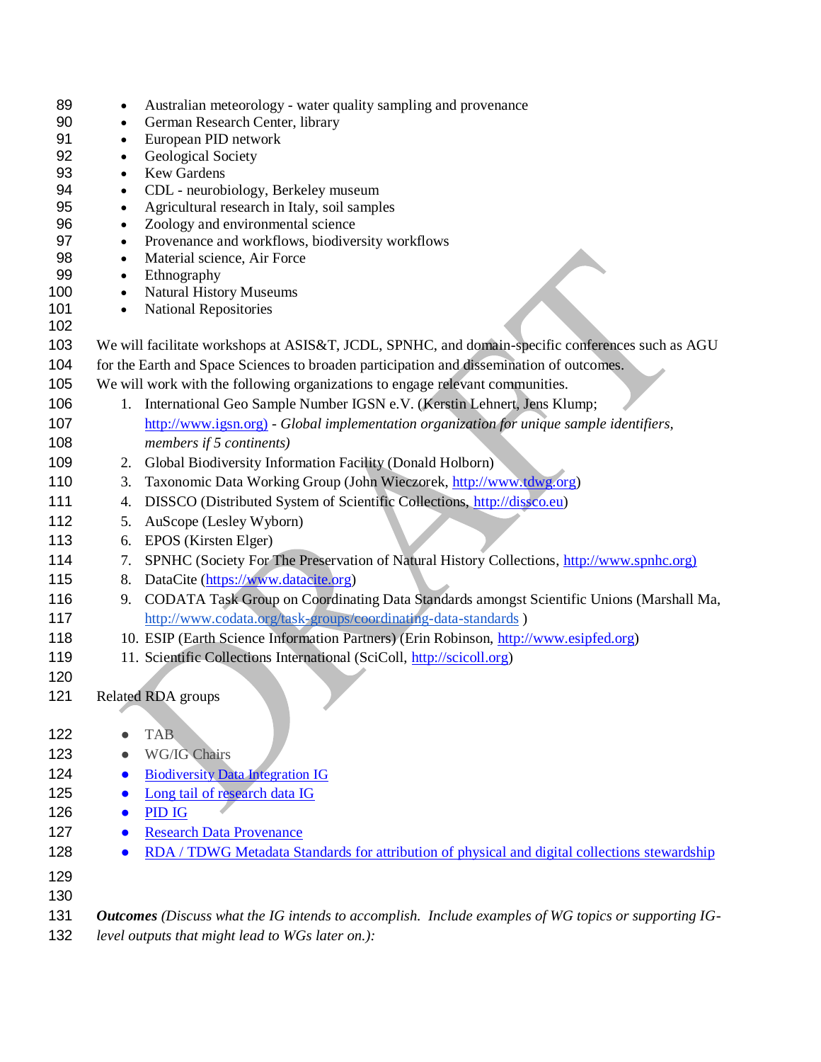- Australian meteorology - water quality sampling and provenance
- German Research Center, library
- European PID network
- Geological Society
- Kew Gardens
- CDL - neurobiology, Berkeley museum
- Agricultural research in Italy, soil samples
- Zoology and environmental science
- Provenance and workflows, biodiversity workflows
- Material science, Air Force
- Ethnography
- Natural History Museums
- National Repositories

We will facilitate workshops at ASIS&T, JCDL, SPNHC, and domain-specific conferences such as AGU for the Earth and Space Sciences to broaden participation and dissemination of outcomes.
We will work with the following organizations to engage relevant communities.

1. International Geo Sample Number IGSN e.V. (Kerstin Lehnert, Jens Klump; http://www.igsn.org) - *Global implementation organization for unique sample identifiers, members if 5 continents)*
2. Global Biodiversity Information Facility (Donald Holborn)
3. Taxonomic Data Working Group (John Wieczorek, http://www.tdwg.org)
4. DISSCO (Distributed System of Scientific Collections, http://dissco.eu)
5. AuScope (Lesley Wyborn)
6. EPOS (Kirsten Elger)
7. SPNHC (Society For The Preservation of Natural History Collections, http://www.spnhc.org)
8. DataCite (https://www.datacite.org)
9. CODATA Task Group on Coordinating Data Standards amongst Scientific Unions (Marshall Ma, http://www.codata.org/task-groups/coordinating-data-standards )
10. ESIP (Earth Science Information Partners) (Erin Robinson, http://www.esipfed.org)
11. Scientific Collections International (SciColl, http://scicoll.org)

Related RDA groups

- TAB
- WG/IG Chairs
- Biodiversity Data Integration IG
- Long tail of research data IG
- PID IG
- Research Data Provenance
- RDA / TDWG Metadata Standards for attribution of physical and digital collections stewardship

***Outcomes*** *(Discuss what the IG intends to accomplish. Include examples of WG topics or supporting IG-level outputs that might lead to WGs later on.):*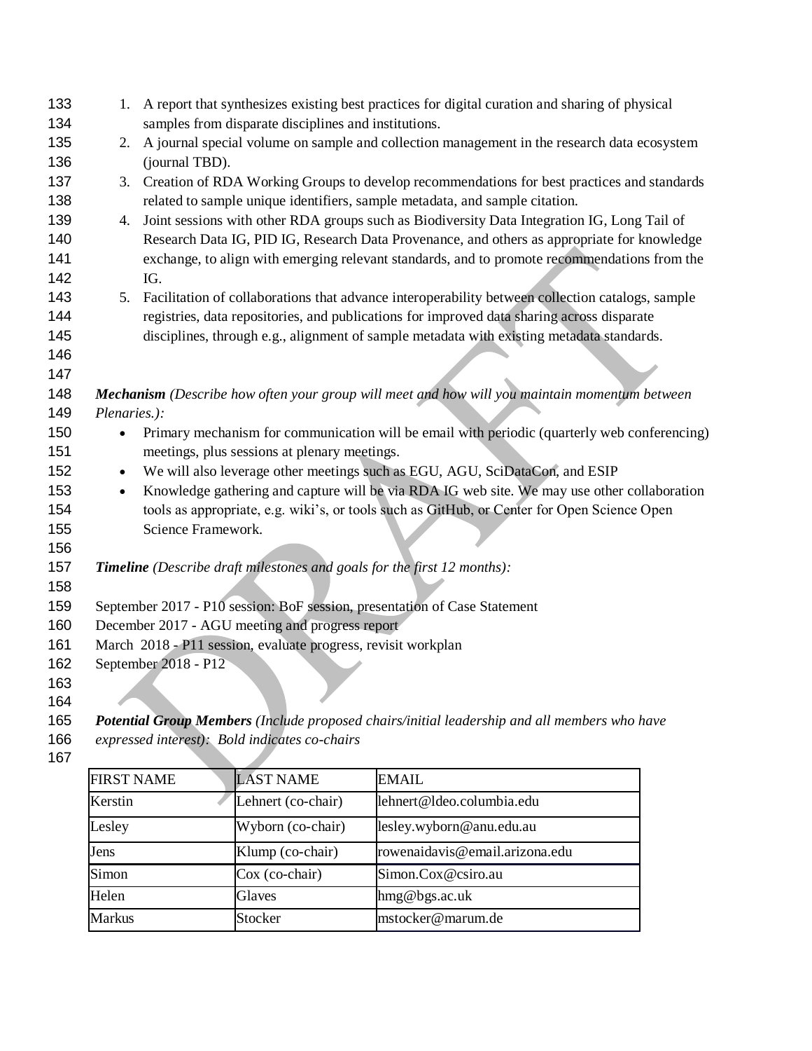1. A report that synthesizes existing best practices for digital curation and sharing of physical samples from disparate disciplines and institutions.
2. A journal special volume on sample and collection management in the research data ecosystem (journal TBD).
3. Creation of RDA Working Groups to develop recommendations for best practices and standards related to sample unique identifiers, sample metadata, and sample citation.
4. Joint sessions with other RDA groups such as Biodiversity Data Integration IG, Long Tail of Research Data IG, PID IG, Research Data Provenance, and others as appropriate for knowledge exchange, to align with emerging relevant standards, and to promote recommendations from the IG.
5. Facilitation of collaborations that advance interoperability between collection catalogs, sample registries, data repositories, and publications for improved data sharing across disparate disciplines, through e.g., alignment of sample metadata with existing metadata standards.

***Mechanism*** *(Describe how often your group will meet and how will you maintain momentum between Plenaries.):*

- Primary mechanism for communication will be email with periodic (quarterly web conferencing) meetings, plus sessions at plenary meetings.
- We will also leverage other meetings such as EGU, AGU, SciDataCon, and ESIP
- Knowledge gathering and capture will be via RDA IG web site. We may use other collaboration tools as appropriate, e.g. wiki's, or tools such as GitHub, or Center for Open Science Open Science Framework.

***Timeline*** *(Describe draft milestones and goals for the first 12 months):*

September 2017 - P10 session: BoF session, presentation of Case Statement
December 2017 - AGU meeting and progress report
March 2018 - P11 session, evaluate progress, revisit workplan
September 2018 - P12

***Potential Group Members*** *(Include proposed chairs/initial leadership and all members who have expressed interest): Bold indicates co-chairs*

| FIRST NAME | LAST NAME | EMAIL |
|---|---|---|
| Kerstin | Lehnert (co-chair) | lehnert@ldeo.columbia.edu |
| Lesley | Wyborn (co-chair) | lesley.wyborn@anu.edu.au |
| Jens | Klump (co-chair) | rowenaidavis@email.arizona.edu |
| Simon | Cox (co-chair) | Simon.Cox@csiro.au |
| Helen | Glaves | hmg@bgs.ac.uk |
| Markus | Stocker | mstocker@marum.de |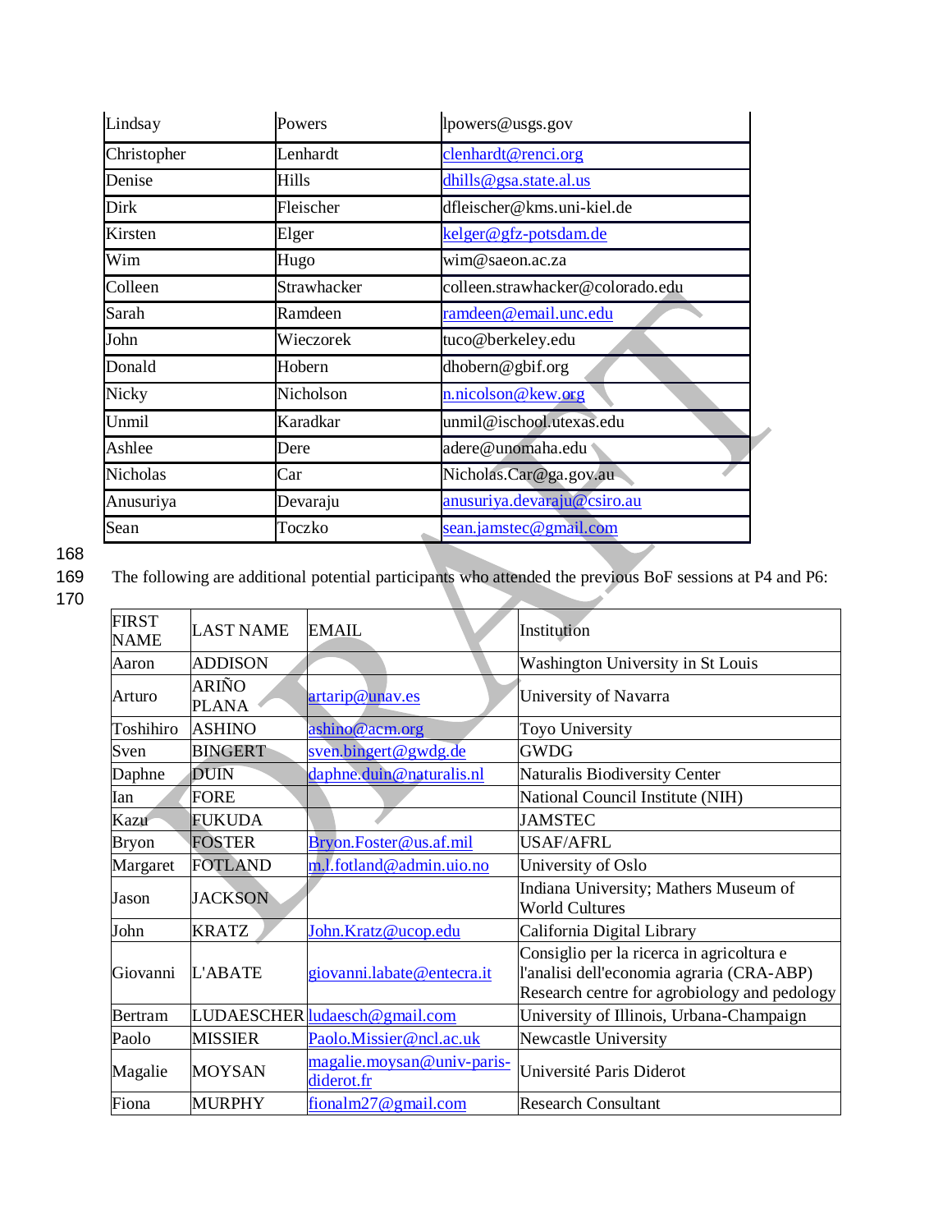| | | |
|---|---|---|
| Lindsay | Powers | lpowers@usgs.gov |
| Christopher | Lenhardt | clenhardt@renci.org |
| Denise | Hills | dhills@gsa.state.al.us |
| Dirk | Fleischer | dfleischer@kms.uni-kiel.de |
| Kirsten | Elger | kelger@gfz-potsdam.de |
| Wim | Hugo | wim@saeon.ac.za |
| Colleen | Strawhacker | colleen.strawhacker@colorado.edu |
| Sarah | Ramdeen | ramdeen@email.unc.edu |
| John | Wieczorek | tuco@berkeley.edu |
| Donald | Hobern | dhobern@gbif.org |
| Nicky | Nicholson | n.nicolson@kew.org |
| Unmil | Karadkar | unmil@ischool.utexas.edu |
| Ashlee | Dere | adere@unomaha.edu |
| Nicholas | Car | Nicholas.Car@ga.gov.au |
| Anusuriya | Devaraju | anusuriya.devaraju@csiro.au |
| Sean | Toczko | sean.jamstec@gmail.com |

The following are additional potential participants who attended the previous BoF sessions at P4 and P6:

| FIRST NAME | LAST NAME | EMAIL | Institution |
|---|---|---|---|
| Aaron | ADDISON | | Washington University in St Louis |
| Arturo | ARIÑO PLANA | artarip@unav.es | University of Navarra |
| Toshihiro | ASHINO | ashino@acm.org | Toyo University |
| Sven | BINGERT | sven.bingert@gwdg.de | GWDG |
| Daphne | DUIN | daphne.duin@naturalis.nl | Naturalis Biodiversity Center |
| Ian | FORE | | National Council Institute (NIH) |
| Kazu | FUKUDA | | JAMSTEC |
| Bryon | FOSTER | Bryon.Foster@us.af.mil | USAF/AFRL |
| Margaret | FOTLAND | m.l.fotland@admin.uio.no | University of Oslo |
| Jason | JACKSON | | Indiana University; Mathers Museum of World Cultures |
| John | KRATZ | John.Kratz@ucop.edu | California Digital Library |
| Giovanni | L'ABATE | giovanni.labate@entecra.it | Consiglio per la ricerca in agricoltura e l'analisi dell'economia agraria (CRA-ABP) Research centre for agrobiology and pedology |
| Bertram | LUDAESCHER | ludaesch@gmail.com | University of Illinois, Urbana-Champaign |
| Paolo | MISSIER | Paolo.Missier@ncl.ac.uk | Newcastle University |
| Magalie | MOYSAN | magalie.moysan@univ-paris-diderot.fr | Université Paris Diderot |
| Fiona | MURPHY | fionalm27@gmail.com | Research Consultant |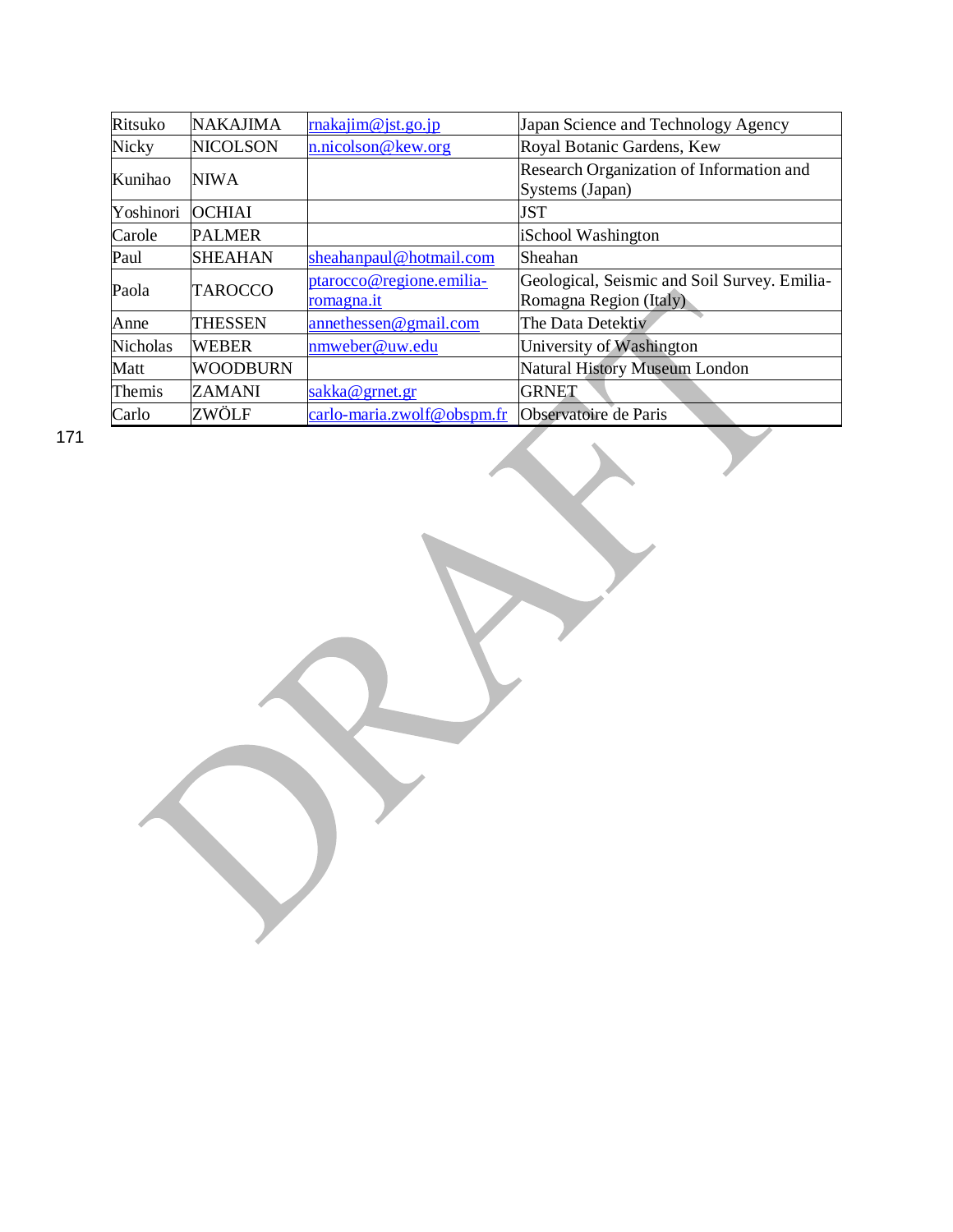| | | | |
|---|---|---|---|
| Ritsuko | NAKAJIMA | rnakajim@jst.go.jp | Japan Science and Technology Agency |
| Nicky | NICOLSON | n.nicolson@kew.org | Royal Botanic Gardens, Kew |
| Kunihao | NIWA | | Research Organization of Information and Systems (Japan) |
| Yoshinori | OCHIAI | | JST |
| Carole | PALMER | | iSchool Washington |
| Paul | SHEAHAN | sheahanpaul@hotmail.com | Sheahan |
| Paola | TAROCCO | ptarocco@regione.emilia-romagna.it | Geological, Seismic and Soil Survey. Emilia-Romagna Region (Italy) |
| Anne | THESSEN | annethessen@gmail.com | The Data Detektiv |
| Nicholas | WEBER | nmweber@uw.edu | University of Washington |
| Matt | WOODBURN | | Natural History Museum London |
| Themis | ZAMANI | sakka@grnet.gr | GRNET |
| Carlo | ZWÖLF | carlo-maria.zwolf@obspm.fr | Observatoire de Paris |

171

DRAFT